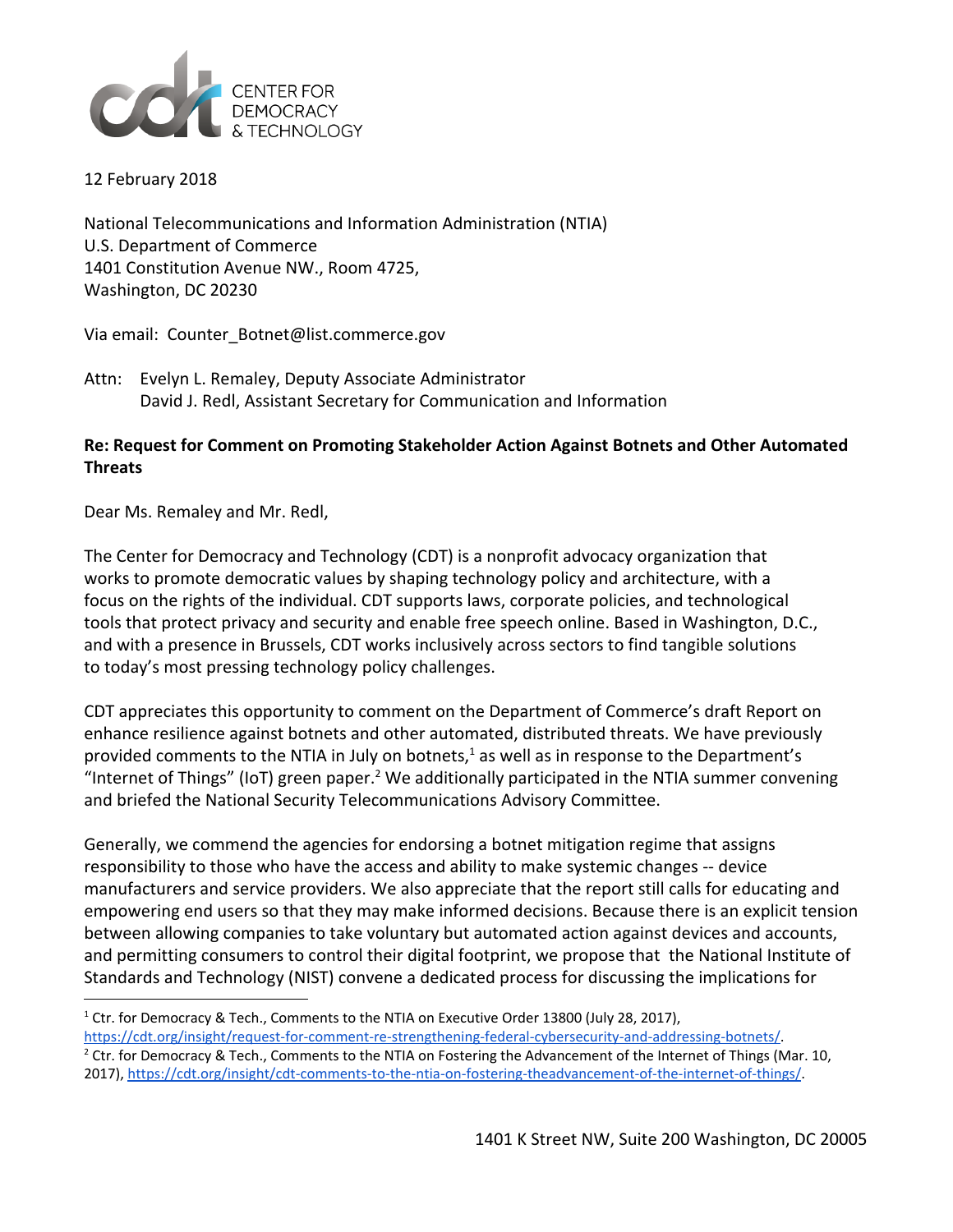CENTER FOR DEMOCRACY & TECHNOLOGY

12 February 2018

National Telecommunications and Information Administration (NTIA)
U.S. Department of Commerce
1401 Constitution Avenue NW., Room 4725,
Washington, DC 20230

Via email: Counter_Botnet@list.commerce.gov

Attn: Evelyn L. Remaley, Deputy Associate Administrator
David J. Redl, Assistant Secretary for Communication and Information

**Re: Request for Comment on Promoting Stakeholder Action Against Botnets and Other Automated Threats**

Dear Ms. Remaley and Mr. Redl,

The Center for Democracy and Technology (CDT) is a nonprofit advocacy organization that works to promote democratic values by shaping technology policy and architecture, with a focus on the rights of the individual. CDT supports laws, corporate policies, and technological tools that protect privacy and security and enable free speech online. Based in Washington, D.C., and with a presence in Brussels, CDT works inclusively across sectors to find tangible solutions to today's most pressing technology policy challenges.

CDT appreciates this opportunity to comment on the Department of Commerce's draft Report on enhance resilience against botnets and other automated, distributed threats. We have previously provided comments to the NTIA in July on botnets,[1] as well as in response to the Department's "Internet of Things" (IoT) green paper.[2] We additionally participated in the NTIA summer convening and briefed the National Security Telecommunications Advisory Committee.

Generally, we commend the agencies for endorsing a botnet mitigation regime that assigns responsibility to those who have the access and ability to make systemic changes -- device manufacturers and service providers. We also appreciate that the report still calls for educating and empowering end users so that they may make informed decisions. Because there is an explicit tension between allowing companies to take voluntary but automated action against devices and accounts, and permitting consumers to control their digital footprint, we propose that the National Institute of Standards and Technology (NIST) convene a dedicated process for discussing the implications for

[1] Ctr. for Democracy & Tech., Comments to the NTIA on Executive Order 13800 (July 28, 2017), https://cdt.org/insight/request-for-comment-re-strengthening-federal-cybersecurity-and-addressing-botnets/.

[2] Ctr. for Democracy & Tech., Comments to the NTIA on Fostering the Advancement of the Internet of Things (Mar. 10, 2017), https://cdt.org/insight/cdt-comments-to-the-ntia-on-fostering-theadvancement-of-the-internet-of-things/.

1401 K Street NW, Suite 200 Washington, DC 20005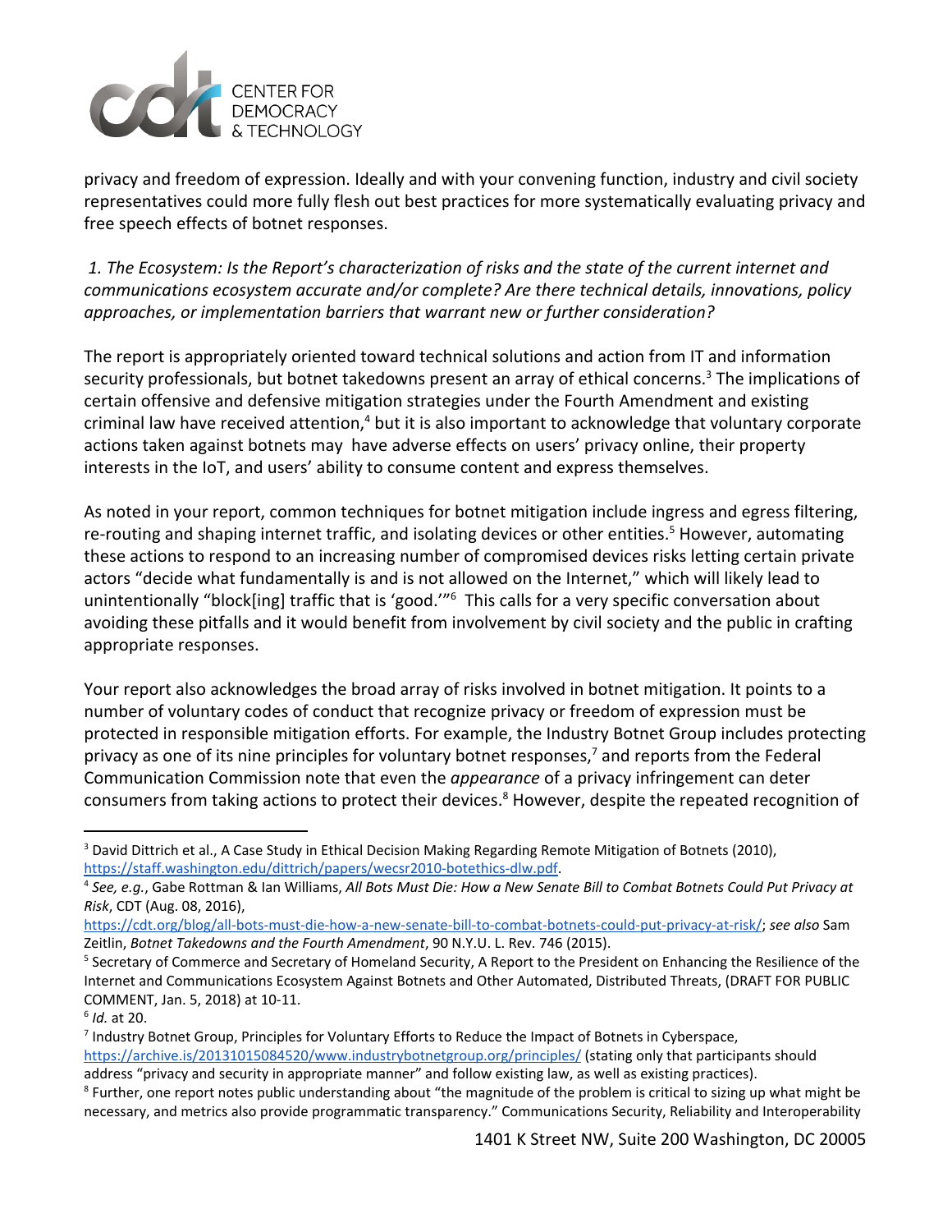privacy and freedom of expression. Ideally and with your convening function, industry and civil society representatives could more fully flesh out best practices for more systematically evaluating privacy and free speech effects of botnet responses.

*1. The Ecosystem: Is the Report's characterization of risks and the state of the current internet and communications ecosystem accurate and/or complete? Are there technical details, innovations, policy approaches, or implementation barriers that warrant new or further consideration?*

The report is appropriately oriented toward technical solutions and action from IT and information security professionals, but botnet takedowns present an array of ethical concerns.[3] The implications of certain offensive and defensive mitigation strategies under the Fourth Amendment and existing criminal law have received attention,[4] but it is also important to acknowledge that voluntary corporate actions taken against botnets may have adverse effects on users' privacy online, their property interests in the IoT, and users' ability to consume content and express themselves.

As noted in your report, common techniques for botnet mitigation include ingress and egress filtering, re-routing and shaping internet traffic, and isolating devices or other entities.[5] However, automating these actions to respond to an increasing number of compromised devices risks letting certain private actors "decide what fundamentally is and is not allowed on the Internet," which will likely lead to unintentionally "block[ing] traffic that is 'good.'"[6] This calls for a very specific conversation about avoiding these pitfalls and it would benefit from involvement by civil society and the public in crafting appropriate responses.

Your report also acknowledges the broad array of risks involved in botnet mitigation. It points to a number of voluntary codes of conduct that recognize privacy or freedom of expression must be protected in responsible mitigation efforts. For example, the Industry Botnet Group includes protecting privacy as one of its nine principles for voluntary botnet responses,[7] and reports from the Federal Communication Commission note that even the *appearance* of a privacy infringement can deter consumers from taking actions to protect their devices.[8] However, despite the repeated recognition of

---

[3] David Dittrich et al., A Case Study in Ethical Decision Making Regarding Remote Mitigation of Botnets (2010), https://staff.washington.edu/dittrich/papers/wecsr2010-botethics-dlw.pdf.

[4] *See, e.g.*, Gabe Rottman & Ian Williams, *All Bots Must Die: How a New Senate Bill to Combat Botnets Could Put Privacy at Risk*, CDT (Aug. 08, 2016), https://cdt.org/blog/all-bots-must-die-how-a-new-senate-bill-to-combat-botnets-could-put-privacy-at-risk/; *see also* Sam Zeitlin, *Botnet Takedowns and the Fourth Amendment*, 90 N.Y.U. L. Rev. 746 (2015).

[5] Secretary of Commerce and Secretary of Homeland Security, A Report to the President on Enhancing the Resilience of the Internet and Communications Ecosystem Against Botnets and Other Automated, Distributed Threats, (DRAFT FOR PUBLIC COMMENT, Jan. 5, 2018) at 10-11.

[6] *Id.* at 20.

[7] Industry Botnet Group, Principles for Voluntary Efforts to Reduce the Impact of Botnets in Cyberspace, https://archive.is/20131015084520/www.industrybotnetgroup.org/principles/ (stating only that participants should address "privacy and security in appropriate manner" and follow existing law, as well as existing practices).

[8] Further, one report notes public understanding about "the magnitude of the problem is critical to sizing up what might be necessary, and metrics also provide programmatic transparency." Communications Security, Reliability and Interoperability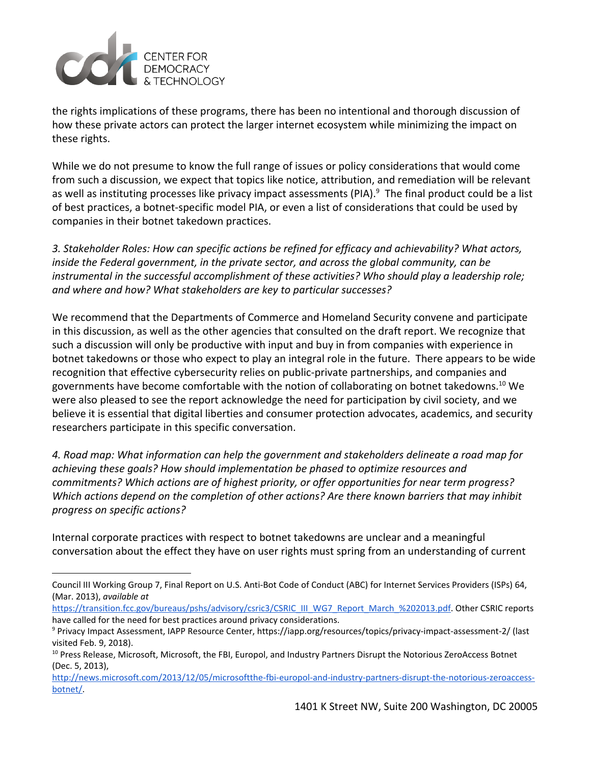the rights implications of these programs, there has been no intentional and thorough discussion of how these private actors can protect the larger internet ecosystem while minimizing the impact on these rights.

While we do not presume to know the full range of issues or policy considerations that would come from such a discussion, we expect that topics like notice, attribution, and remediation will be relevant as well as instituting processes like privacy impact assessments (PIA).[9] The final product could be a list of best practices, a botnet-specific model PIA, or even a list of considerations that could be used by companies in their botnet takedown practices.

*3. Stakeholder Roles: How can specific actions be refined for efficacy and achievability? What actors, inside the Federal government, in the private sector, and across the global community, can be instrumental in the successful accomplishment of these activities? Who should play a leadership role; and where and how? What stakeholders are key to particular successes?*

We recommend that the Departments of Commerce and Homeland Security convene and participate in this discussion, as well as the other agencies that consulted on the draft report. We recognize that such a discussion will only be productive with input and buy in from companies with experience in botnet takedowns or those who expect to play an integral role in the future. There appears to be wide recognition that effective cybersecurity relies on public-private partnerships, and companies and governments have become comfortable with the notion of collaborating on botnet takedowns.[10] We were also pleased to see the report acknowledge the need for participation by civil society, and we believe it is essential that digital liberties and consumer protection advocates, academics, and security researchers participate in this specific conversation.

*4. Road map: What information can help the government and stakeholders delineate a road map for achieving these goals? How should implementation be phased to optimize resources and commitments? Which actions are of highest priority, or offer opportunities for near term progress? Which actions depend on the completion of other actions? Are there known barriers that may inhibit progress on specific actions?*

Internal corporate practices with respect to botnet takedowns are unclear and a meaningful conversation about the effect they have on user rights must spring from an understanding of current

---

Council III Working Group 7, Final Report on U.S. Anti-Bot Code of Conduct (ABC) for Internet Services Providers (ISPs) 64, (Mar. 2013), *available at* https://transition.fcc.gov/bureaus/pshs/advisory/csric3/CSRIC_III_WG7_Report_March_%202013.pdf. Other CSRIC reports have called for the need for best practices around privacy considerations.

[9] Privacy Impact Assessment, IAPP Resource Center, https://iapp.org/resources/topics/privacy-impact-assessment-2/ (last visited Feb. 9, 2018).

[10] Press Release, Microsoft, Microsoft, the FBI, Europol, and Industry Partners Disrupt the Notorious ZeroAccess Botnet (Dec. 5, 2013), http://news.microsoft.com/2013/12/05/microsoftthe-fbi-europol-and-industry-partners-disrupt-the-notorious-zeroaccess-botnet/.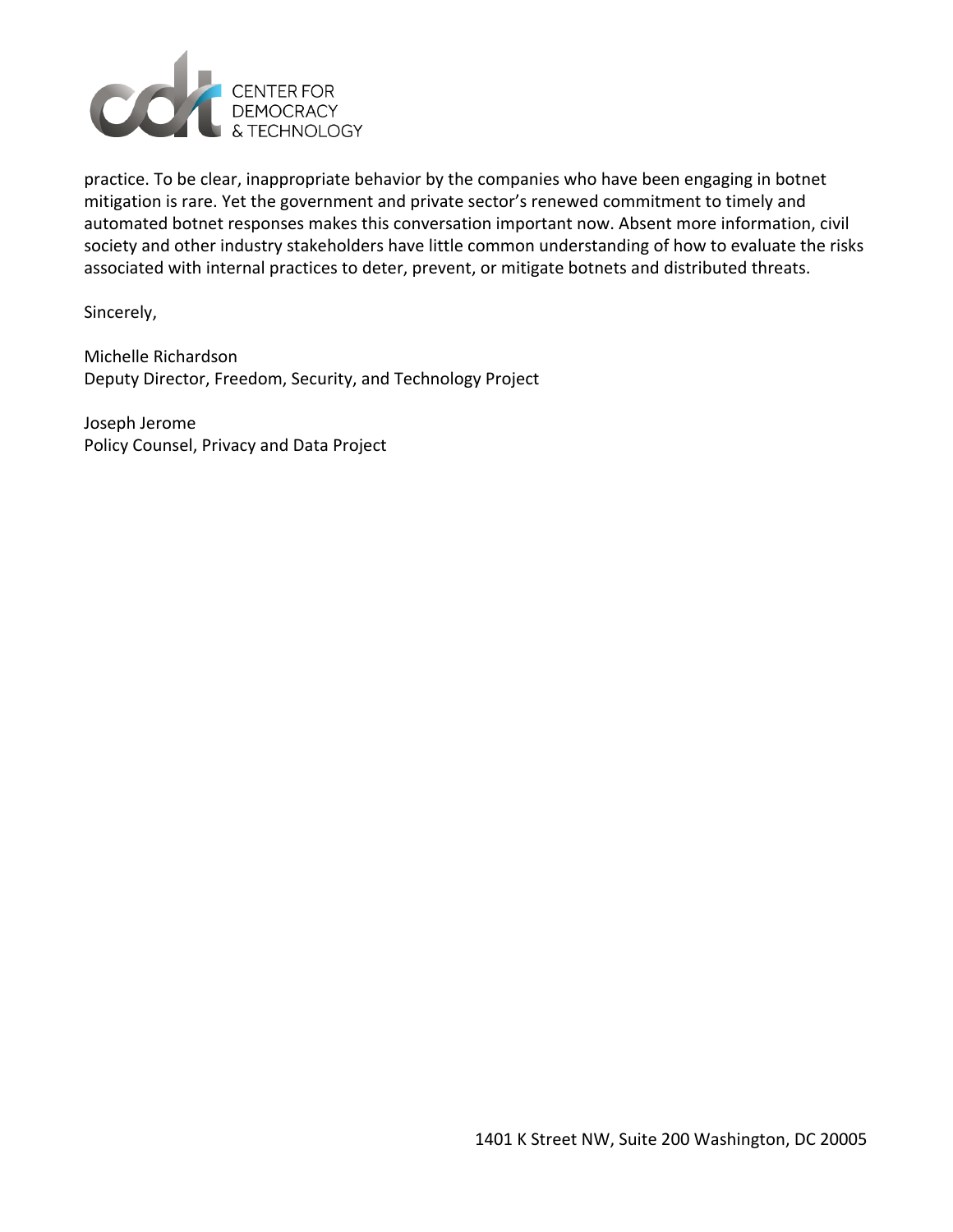practice. To be clear, inappropriate behavior by the companies who have been engaging in botnet mitigation is rare. Yet the government and private sector's renewed commitment to timely and automated botnet responses makes this conversation important now. Absent more information, civil society and other industry stakeholders have little common understanding of how to evaluate the risks associated with internal practices to deter, prevent, or mitigate botnets and distributed threats.

Sincerely,

Michelle Richardson  
Deputy Director, Freedom, Security, and Technology Project

Joseph Jerome  
Policy Counsel, Privacy and Data Project